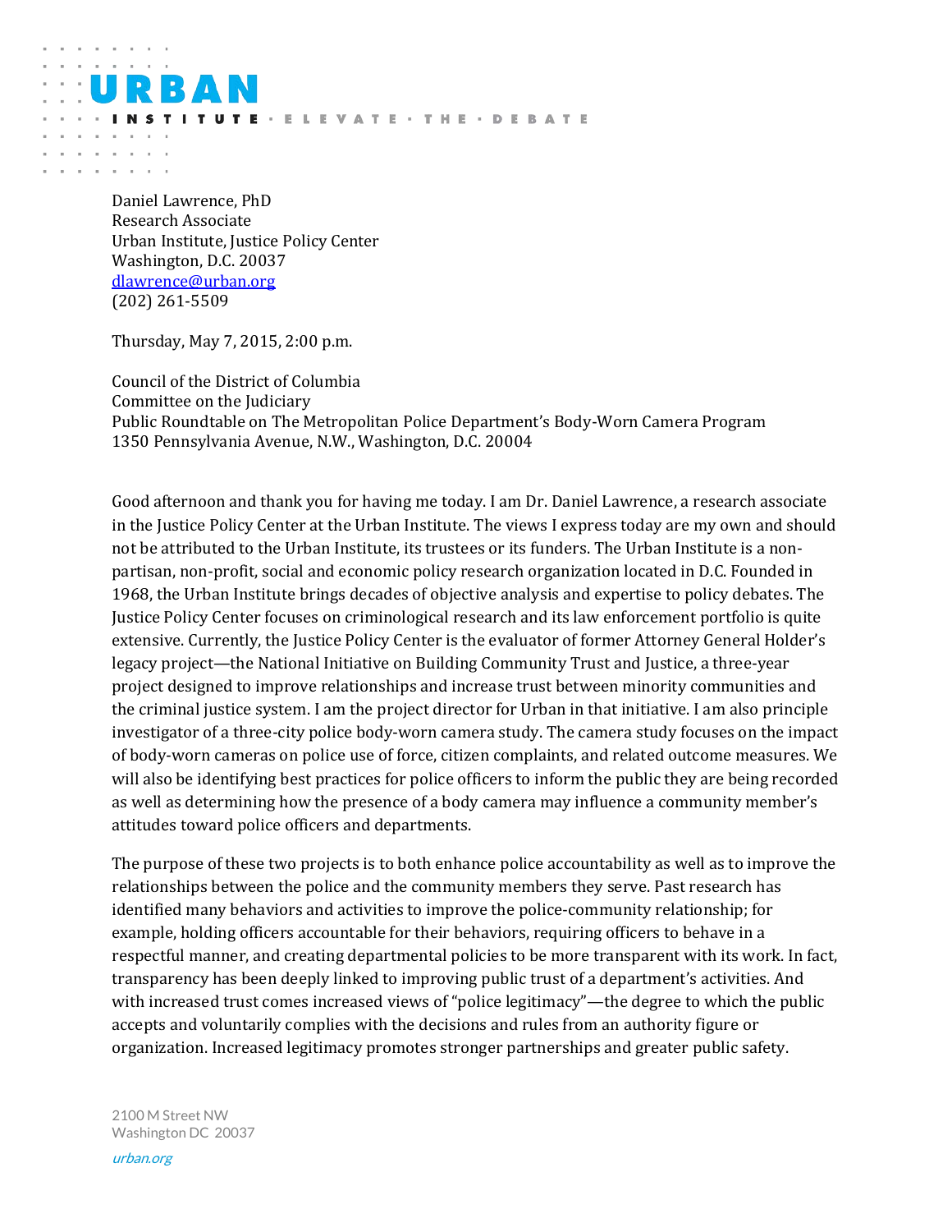URBAN INSTITUTE · ELEVATE · THE · DEBATE

Daniel Lawrence, PhD
Research Associate
Urban Institute, Justice Policy Center
Washington, D.C. 20037
dlawrence@urban.org
(202) 261-5509

Thursday, May 7, 2015, 2:00 p.m.

Council of the District of Columbia
Committee on the Judiciary
Public Roundtable on The Metropolitan Police Department's Body-Worn Camera Program
1350 Pennsylvania Avenue, N.W., Washington, D.C. 20004

Good afternoon and thank you for having me today. I am Dr. Daniel Lawrence, a research associate in the Justice Policy Center at the Urban Institute. The views I express today are my own and should not be attributed to the Urban Institute, its trustees or its funders. The Urban Institute is a non-partisan, non-profit, social and economic policy research organization located in D.C. Founded in 1968, the Urban Institute brings decades of objective analysis and expertise to policy debates. The Justice Policy Center focuses on criminological research and its law enforcement portfolio is quite extensive. Currently, the Justice Policy Center is the evaluator of former Attorney General Holder's legacy project—the National Initiative on Building Community Trust and Justice, a three-year project designed to improve relationships and increase trust between minority communities and the criminal justice system. I am the project director for Urban in that initiative. I am also principle investigator of a three-city police body-worn camera study. The camera study focuses on the impact of body-worn cameras on police use of force, citizen complaints, and related outcome measures. We will also be identifying best practices for police officers to inform the public they are being recorded as well as determining how the presence of a body camera may influence a community member's attitudes toward police officers and departments.

The purpose of these two projects is to both enhance police accountability as well as to improve the relationships between the police and the community members they serve. Past research has identified many behaviors and activities to improve the police-community relationship; for example, holding officers accountable for their behaviors, requiring officers to behave in a respectful manner, and creating departmental policies to be more transparent with its work. In fact, transparency has been deeply linked to improving public trust of a department's activities. And with increased trust comes increased views of "police legitimacy"—the degree to which the public accepts and voluntarily complies with the decisions and rules from an authority figure or organization. Increased legitimacy promotes stronger partnerships and greater public safety.

2100 M Street NW
Washington DC 20037

urban.org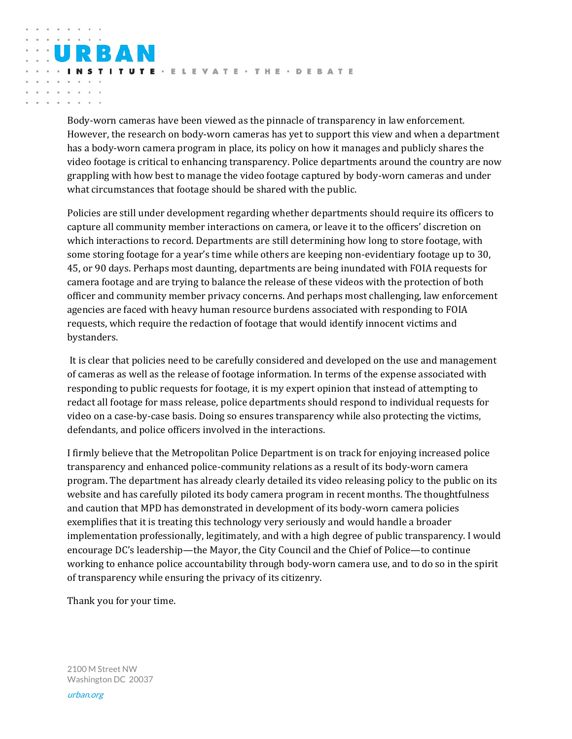Body-worn cameras have been viewed as the pinnacle of transparency in law enforcement. However, the research on body-worn cameras has yet to support this view and when a department has a body-worn camera program in place, its policy on how it manages and publicly shares the video footage is critical to enhancing transparency. Police departments around the country are now grappling with how best to manage the video footage captured by body-worn cameras and under what circumstances that footage should be shared with the public.

Policies are still under development regarding whether departments should require its officers to capture all community member interactions on camera, or leave it to the officers' discretion on which interactions to record. Departments are still determining how long to store footage, with some storing footage for a year's time while others are keeping non-evidentiary footage up to 30, 45, or 90 days. Perhaps most daunting, departments are being inundated with FOIA requests for camera footage and are trying to balance the release of these videos with the protection of both officer and community member privacy concerns. And perhaps most challenging, law enforcement agencies are faced with heavy human resource burdens associated with responding to FOIA requests, which require the redaction of footage that would identify innocent victims and bystanders.

It is clear that policies need to be carefully considered and developed on the use and management of cameras as well as the release of footage information. In terms of the expense associated with responding to public requests for footage, it is my expert opinion that instead of attempting to redact all footage for mass release, police departments should respond to individual requests for video on a case-by-case basis. Doing so ensures transparency while also protecting the victims, defendants, and police officers involved in the interactions.

I firmly believe that the Metropolitan Police Department is on track for enjoying increased police transparency and enhanced police-community relations as a result of its body-worn camera program. The department has already clearly detailed its video releasing policy to the public on its website and has carefully piloted its body camera program in recent months. The thoughtfulness and caution that MPD has demonstrated in development of its body-worn camera policies exemplifies that it is treating this technology very seriously and would handle a broader implementation professionally, legitimately, and with a high degree of public transparency. I would encourage DC's leadership—the Mayor, the City Council and the Chief of Police—to continue working to enhance police accountability through body-worn camera use, and to do so in the spirit of transparency while ensuring the privacy of its citizenry.

Thank you for your time.